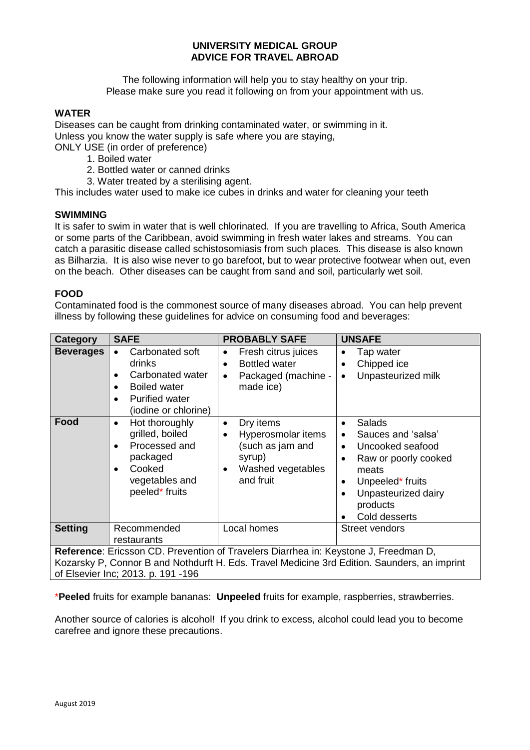# UNIVERSITY MEDICAL GROUP
# ADVICE FOR TRAVEL ABROAD

The following information will help you to stay healthy on your trip.
Please make sure you read it following on from your appointment with us.

## WATER

Diseases can be caught from drinking contaminated water, or swimming in it.
Unless you know the water supply is safe where you are staying,
ONLY USE (in order of preference)

1. Boiled water
2. Bottled water or canned drinks
3. Water treated by a sterilising agent.

This includes water used to make ice cubes in drinks and water for cleaning your teeth

## SWIMMING

It is safer to swim in water that is well chlorinated. If you are travelling to Africa, South America or some parts of the Caribbean, avoid swimming in fresh water lakes and streams. You can catch a parasitic disease called schistosomiasis from such places. This disease is also known as Bilharzia. It is also wise never to go barefoot, but to wear protective footwear when out, even on the beach. Other diseases can be caught from sand and soil, particularly wet soil.

## FOOD

Contaminated food is the commonest source of many diseases abroad. You can help prevent illness by following these guidelines for advice on consuming food and beverages:

| Category | SAFE | PROBABLY SAFE | UNSAFE |
|---|---|---|---|
| **Beverages** | • Carbonated soft drinks<br>• Carbonated water<br>• Boiled water<br>• Purified water (iodine or chlorine) | • Fresh citrus juices<br>• Bottled water<br>• Packaged (machine - made ice) | • Tap water<br>• Chipped ice<br>• Unpasteurized milk |
| **Food** | • Hot thoroughly grilled, boiled<br>• Processed and packaged<br>• Cooked vegetables and peeled* fruits | • Dry items<br>• Hyperosmolar items (such as jam and syrup)<br>• Washed vegetables and fruit | • Salads<br>• Sauces and 'salsa'<br>• Uncooked seafood<br>• Raw or poorly cooked meats<br>• Unpeeled* fruits<br>• Unpasteurized dairy products<br>• Cold desserts |
| **Setting** | Recommended restaurants | Local homes | Street vendors |
| **Reference**: Ericsson CD. Prevention of Travelers Diarrhea in: Keystone J, Freedman D, Kozarsky P, Connor B and Nothdurft H. Eds. Travel Medicine 3rd Edition. Saunders, an imprint of Elsevier Inc; 2013. p. 191 -196 | | | |

***Peeled** fruits for example bananas: **Unpeeled** fruits for example, raspberries, strawberries.

Another source of calories is alcohol! If you drink to excess, alcohol could lead you to become carefree and ignore these precautions.

August 2019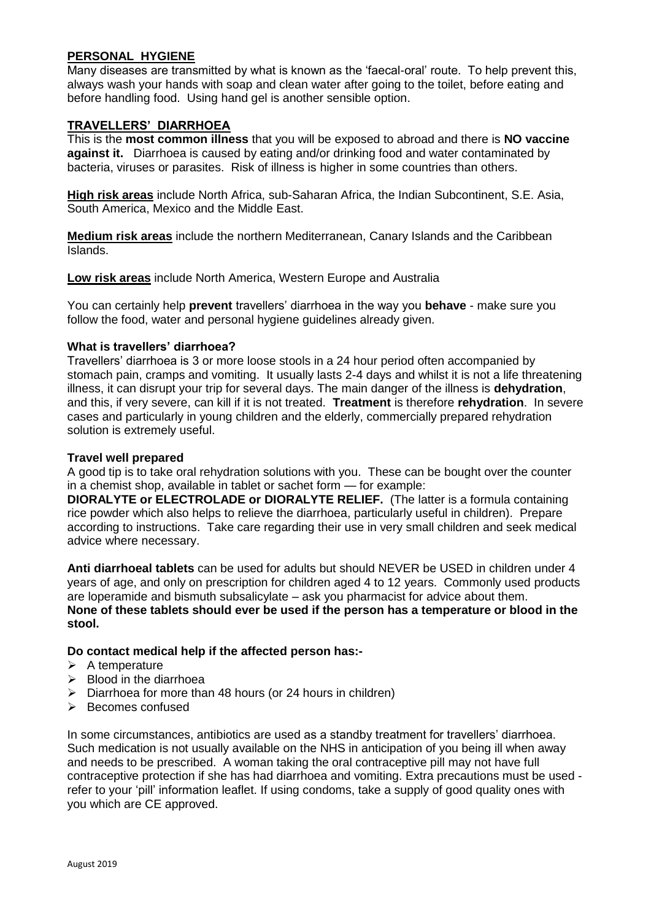## PERSONAL HYGIENE

Many diseases are transmitted by what is known as the 'faecal-oral' route. To help prevent this, always wash your hands with soap and clean water after going to the toilet, before eating and before handling food. Using hand gel is another sensible option.

## TRAVELLERS' DIARRHOEA

This is the **most common illness** that you will be exposed to abroad and there is **NO vaccine against it.** Diarrhoea is caused by eating and/or drinking food and water contaminated by bacteria, viruses or parasites. Risk of illness is higher in some countries than others.

**High risk areas** include North Africa, sub-Saharan Africa, the Indian Subcontinent, S.E. Asia, South America, Mexico and the Middle East.

**Medium risk areas** include the northern Mediterranean, Canary Islands and the Caribbean Islands.

**Low risk areas** include North America, Western Europe and Australia

You can certainly help **prevent** travellers' diarrhoea in the way you **behave** - make sure you follow the food, water and personal hygiene guidelines already given.

### What is travellers' diarrhoea?

Travellers' diarrhoea is 3 or more loose stools in a 24 hour period often accompanied by stomach pain, cramps and vomiting. It usually lasts 2-4 days and whilst it is not a life threatening illness, it can disrupt your trip for several days. The main danger of the illness is **dehydration**, and this, if very severe, can kill if it is not treated. **Treatment** is therefore **rehydration**. In severe cases and particularly in young children and the elderly, commercially prepared rehydration solution is extremely useful.

### Travel well prepared

A good tip is to take oral rehydration solutions with you. These can be bought over the counter in a chemist shop, available in tablet or sachet form — for example:

**DIORALYTE or ELECTROLADE or DIORALYTE RELIEF.** (The latter is a formula containing rice powder which also helps to relieve the diarrhoea, particularly useful in children). Prepare according to instructions. Take care regarding their use in very small children and seek medical advice where necessary.

**Anti diarrhoeal tablets** can be used for adults but should NEVER be USED in children under 4 years of age, and only on prescription for children aged 4 to 12 years. Commonly used products are loperamide and bismuth subsalicylate – ask you pharmacist for advice about them.
**None of these tablets should ever be used if the person has a temperature or blood in the stool.**

### Do contact medical help if the affected person has:-

- A temperature
- Blood in the diarrhoea
- Diarrhoea for more than 48 hours (or 24 hours in children)
- Becomes confused

In some circumstances, antibiotics are used as a standby treatment for travellers' diarrhoea. Such medication is not usually available on the NHS in anticipation of you being ill when away and needs to be prescribed. A woman taking the oral contraceptive pill may not have full contraceptive protection if she has had diarrhoea and vomiting. Extra precautions must be used - refer to your 'pill' information leaflet. If using condoms, take a supply of good quality ones with you which are CE approved.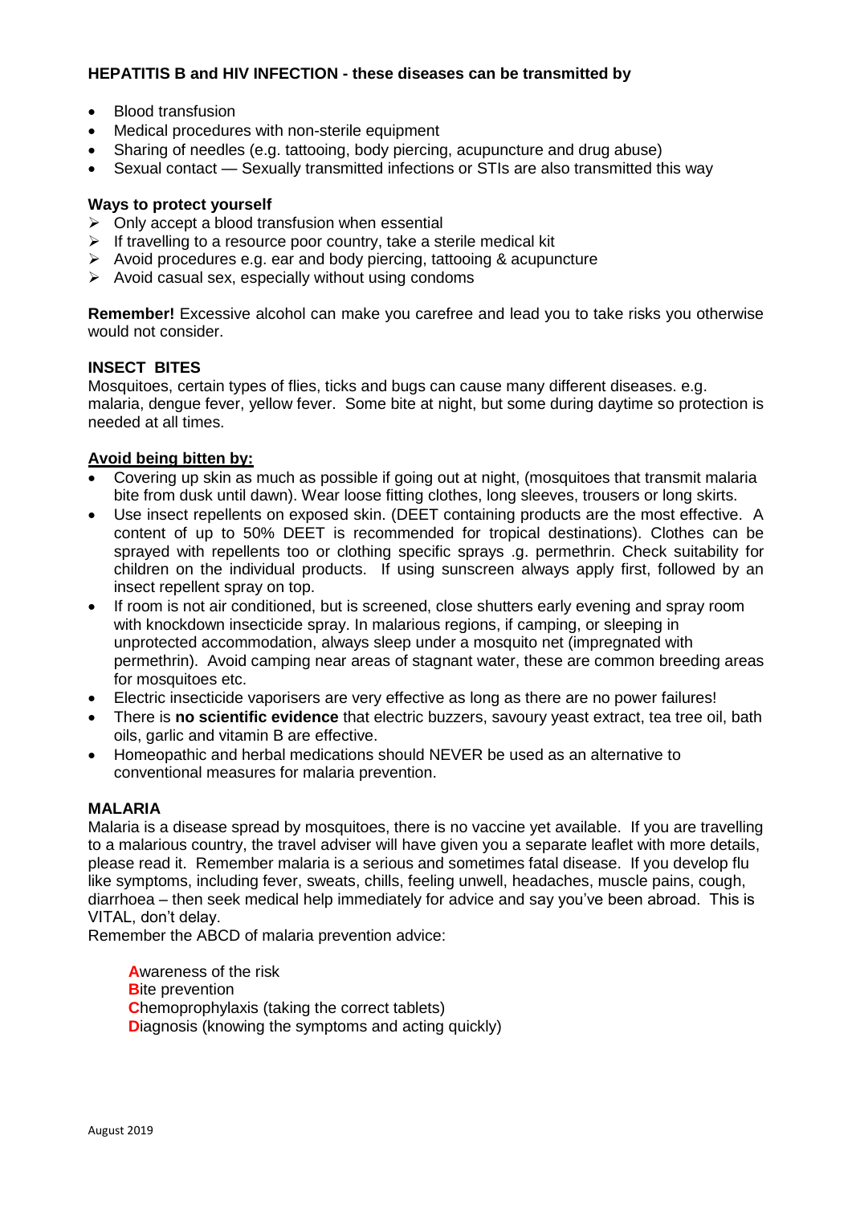## HEPATITIS B and HIV INFECTION - these diseases can be transmitted by

- Blood transfusion
- Medical procedures with non-sterile equipment
- Sharing of needles (e.g. tattooing, body piercing, acupuncture and drug abuse)
- Sexual contact — Sexually transmitted infections or STIs are also transmitted this way

### Ways to protect yourself

- Only accept a blood transfusion when essential
- If travelling to a resource poor country, take a sterile medical kit
- Avoid procedures e.g. ear and body piercing, tattooing & acupuncture
- Avoid casual sex, especially without using condoms

**Remember!** Excessive alcohol can make you carefree and lead you to take risks you otherwise would not consider.

## INSECT BITES

Mosquitoes, certain types of flies, ticks and bugs can cause many different diseases. e.g. malaria, dengue fever, yellow fever. Some bite at night, but some during daytime so protection is needed at all times.

### Avoid being bitten by:

- Covering up skin as much as possible if going out at night, (mosquitoes that transmit malaria bite from dusk until dawn). Wear loose fitting clothes, long sleeves, trousers or long skirts.
- Use insect repellents on exposed skin. (DEET containing products are the most effective. A content of up to 50% DEET is recommended for tropical destinations). Clothes can be sprayed with repellents too or clothing specific sprays .g. permethrin. Check suitability for children on the individual products. If using sunscreen always apply first, followed by an insect repellent spray on top.
- If room is not air conditioned, but is screened, close shutters early evening and spray room with knockdown insecticide spray. In malarious regions, if camping, or sleeping in unprotected accommodation, always sleep under a mosquito net (impregnated with permethrin). Avoid camping near areas of stagnant water, these are common breeding areas for mosquitoes etc.
- Electric insecticide vaporisers are very effective as long as there are no power failures!
- There is **no scientific evidence** that electric buzzers, savoury yeast extract, tea tree oil, bath oils, garlic and vitamin B are effective.
- Homeopathic and herbal medications should NEVER be used as an alternative to conventional measures for malaria prevention.

## MALARIA

Malaria is a disease spread by mosquitoes, there is no vaccine yet available. If you are travelling to a malarious country, the travel adviser will have given you a separate leaflet with more details, please read it. Remember malaria is a serious and sometimes fatal disease. If you develop flu like symptoms, including fever, sweats, chills, feeling unwell, headaches, muscle pains, cough, diarrhoea – then seek medical help immediately for advice and say you've been abroad. This is VITAL, don't delay.

Remember the ABCD of malaria prevention advice:

**A**wareness of the risk
**B**ite prevention
**C**hemoprophylaxis (taking the correct tablets)
**D**iagnosis (knowing the symptoms and acting quickly)

August 2019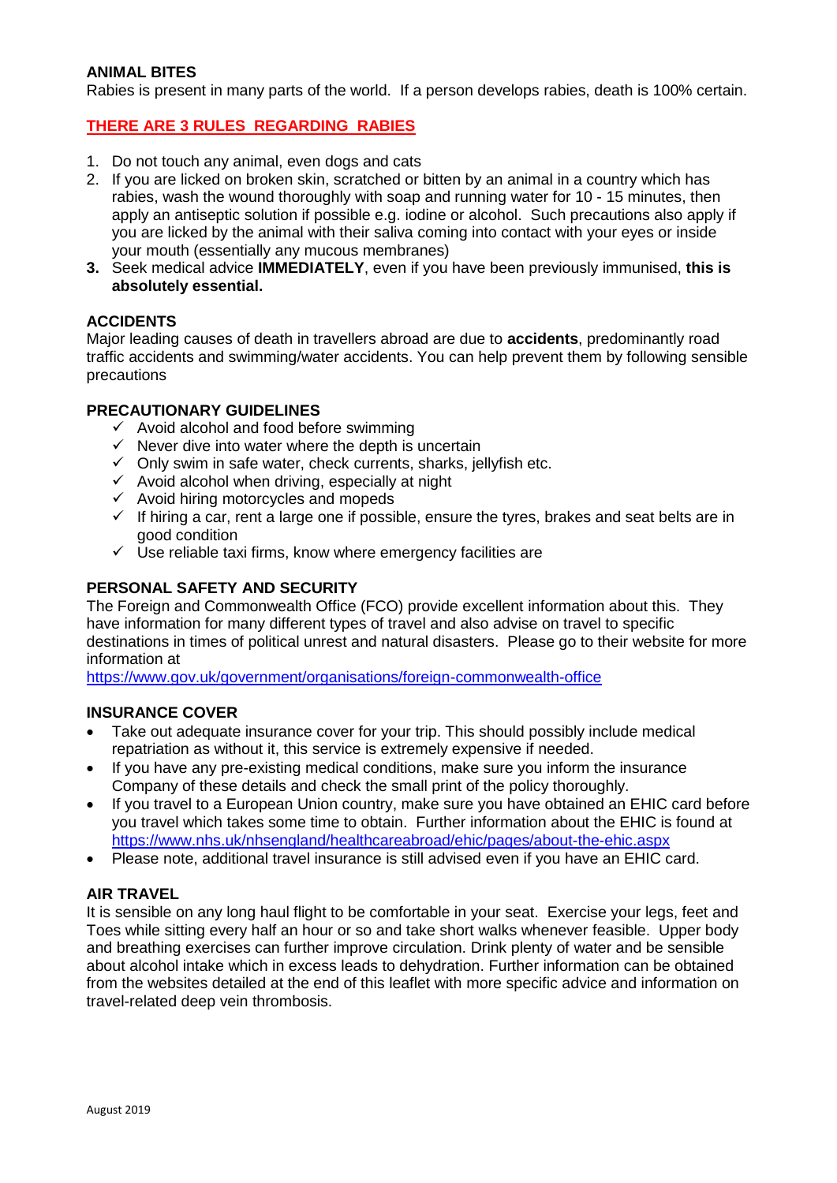## ANIMAL BITES

Rabies is present in many parts of the world. If a person develops rabies, death is 100% certain.

**THERE ARE 3 RULES REGARDING RABIES**

1. Do not touch any animal, even dogs and cats
2. If you are licked on broken skin, scratched or bitten by an animal in a country which has rabies, wash the wound thoroughly with soap and running water for 10 - 15 minutes, then apply an antiseptic solution if possible e.g. iodine or alcohol. Such precautions also apply if you are licked by the animal with their saliva coming into contact with your eyes or inside your mouth (essentially any mucous membranes)
3. Seek medical advice **IMMEDIATELY**, even if you have been previously immunised, **this is absolutely essential.**

## ACCIDENTS

Major leading causes of death in travellers abroad are due to **accidents**, predominantly road traffic accidents and swimming/water accidents. You can help prevent them by following sensible precautions

## PRECAUTIONARY GUIDELINES

- ✓ Avoid alcohol and food before swimming
- ✓ Never dive into water where the depth is uncertain
- ✓ Only swim in safe water, check currents, sharks, jellyfish etc.
- ✓ Avoid alcohol when driving, especially at night
- ✓ Avoid hiring motorcycles and mopeds
- ✓ If hiring a car, rent a large one if possible, ensure the tyres, brakes and seat belts are in good condition
- ✓ Use reliable taxi firms, know where emergency facilities are

## PERSONAL SAFETY AND SECURITY

The Foreign and Commonwealth Office (FCO) provide excellent information about this. They have information for many different types of travel and also advise on travel to specific destinations in times of political unrest and natural disasters. Please go to their website for more information at
https://www.gov.uk/government/organisations/foreign-commonwealth-office

## INSURANCE COVER

- Take out adequate insurance cover for your trip. This should possibly include medical repatriation as without it, this service is extremely expensive if needed.
- If you have any pre-existing medical conditions, make sure you inform the insurance Company of these details and check the small print of the policy thoroughly.
- If you travel to a European Union country, make sure you have obtained an EHIC card before you travel which takes some time to obtain. Further information about the EHIC is found at https://www.nhs.uk/nhsengland/healthcareabroad/ehic/pages/about-the-ehic.aspx
- Please note, additional travel insurance is still advised even if you have an EHIC card.

## AIR TRAVEL

It is sensible on any long haul flight to be comfortable in your seat. Exercise your legs, feet and Toes while sitting every half an hour or so and take short walks whenever feasible. Upper body and breathing exercises can further improve circulation. Drink plenty of water and be sensible about alcohol intake which in excess leads to dehydration. Further information can be obtained from the websites detailed at the end of this leaflet with more specific advice and information on travel-related deep vein thrombosis.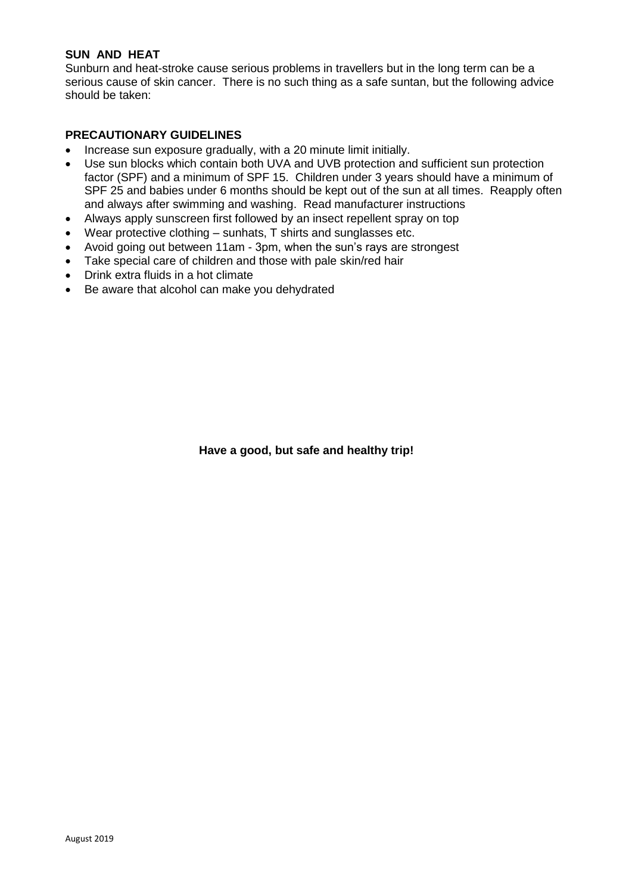**SUN AND HEAT**

Sunburn and heat-stroke cause serious problems in travellers but in the long term can be a serious cause of skin cancer. There is no such thing as a safe suntan, but the following advice should be taken:

**PRECAUTIONARY GUIDELINES**

- Increase sun exposure gradually, with a 20 minute limit initially.
- Use sun blocks which contain both UVA and UVB protection and sufficient sun protection factor (SPF) and a minimum of SPF 15. Children under 3 years should have a minimum of SPF 25 and babies under 6 months should be kept out of the sun at all times. Reapply often and always after swimming and washing. Read manufacturer instructions
- Always apply sunscreen first followed by an insect repellent spray on top
- Wear protective clothing – sunhats, T shirts and sunglasses etc.
- Avoid going out between 11am - 3pm, when the sun's rays are strongest
- Take special care of children and those with pale skin/red hair
- Drink extra fluids in a hot climate
- Be aware that alcohol can make you dehydrated

**Have a good, but safe and healthy trip!**

August 2019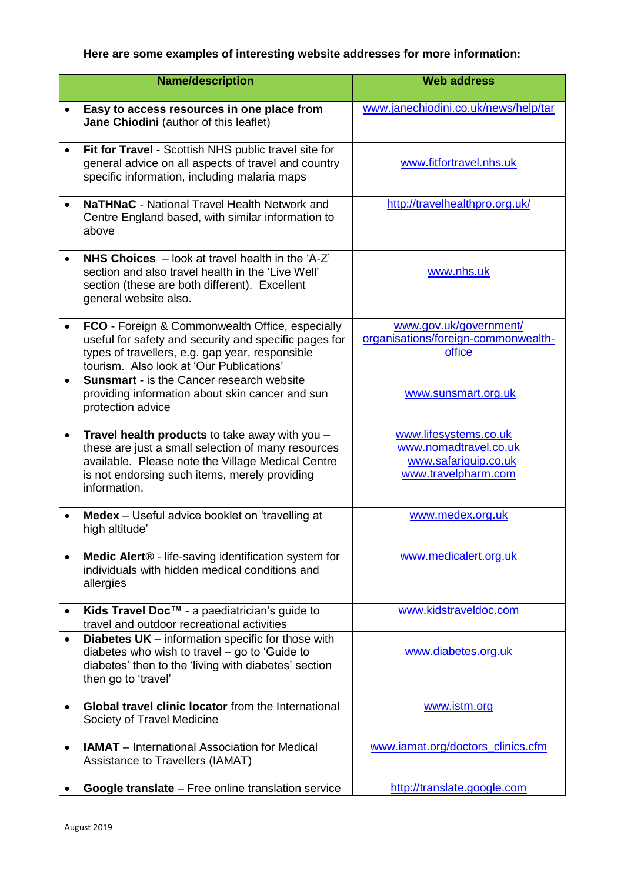**Here are some examples of interesting website addresses for more information:**

| Name/description | Web address |
|---|---|
| • **Easy to access resources in one place from Jane Chiodini** (author of this leaflet) | www.janechiodini.co.uk/news/help/tar |
| • **Fit for Travel** - Scottish NHS public travel site for general advice on all aspects of travel and country specific information, including malaria maps | www.fitfortravel.nhs.uk |
| • **NaTHNaC** - National Travel Health Network and Centre England based, with similar information to above | http://travelhealthpro.org.uk/ |
| • **NHS Choices** – look at travel health in the 'A-Z' section and also travel health in the 'Live Well' section (these are both different). Excellent general website also. | www.nhs.uk |
| • **FCO** - Foreign & Commonwealth Office, especially useful for safety and security and specific pages for types of travellers, e.g. gap year, responsible tourism. Also look at 'Our Publications' | www.gov.uk/government/organisations/foreign-commonwealth-office |
| • **Sunsmart** - is the Cancer research website providing information about skin cancer and sun protection advice | www.sunsmart.org.uk |
| • **Travel health products** to take away with you – these are just a small selection of many resources available. Please note the Village Medical Centre is not endorsing such items, merely providing information. | www.lifesystems.co.uk<br>www.nomadtravel.co.uk<br>www.safariquip.co.uk<br>www.travelpharm.com |
| • **Medex** – Useful advice booklet on 'travelling at high altitude' | www.medex.org.uk |
| • **Medic Alert®** - life-saving identification system for individuals with hidden medical conditions and allergies | www.medicalert.org.uk |
| • **Kids Travel Doc™** - a paediatrician's guide to travel and outdoor recreational activities | www.kidstraveldoc.com |
| • **Diabetes UK** – information specific for those with diabetes who wish to travel – go to 'Guide to diabetes' then to the 'living with diabetes' section then go to 'travel' | www.diabetes.org.uk |
| • **Global travel clinic locator** from the International Society of Travel Medicine | www.istm.org |
| • **IAMAT** – International Association for Medical Assistance to Travellers (IAMAT) | www.iamat.org/doctors_clinics.cfm |
| • **Google translate** – Free online translation service | http://translate.google.com |

August 2019